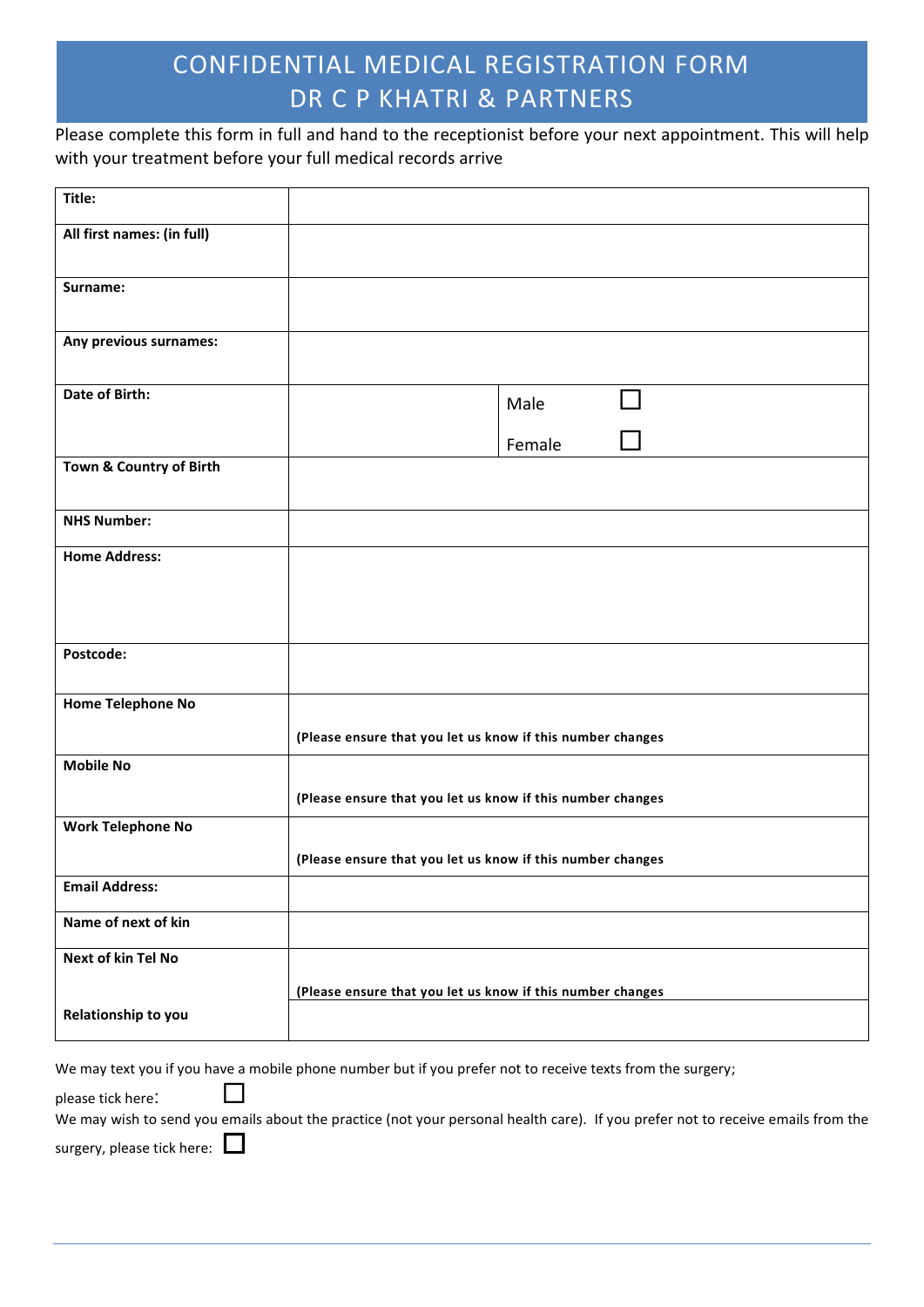# CONFIDENTIAL MEDICAL REGISTRATION FORM
# DR C P KHATRI & PARTNERS

Please complete this form in full and hand to the receptionist before your next appointment. This will help with your treatment before your full medical records arrive

| | | |
|---|---|---|
| **Title:** | | |
| **All first names: (in full)** | | |
| **Surname:** | | |
| **Any previous surnames:** | | |
| **Date of Birth:** | | Male ☐<br>Female ☐ |
| **Town & Country of Birth** | | |
| **NHS Number:** | | |
| **Home Address:** | | |
| **Postcode:** | | |
| **Home Telephone No** | **(Please ensure that you let us know if this number changes** | |
| **Mobile No** | **(Please ensure that you let us know if this number changes** | |
| **Work Telephone No** | **(Please ensure that you let us know if this number changes** | |
| **Email Address:** | | |
| **Name of next of kin** | | |
| **Next of kin Tel No** | **(Please ensure that you let us know if this number changes** | |
| **Relationship to you** | | |

We may text you if you have a mobile phone number but if you prefer not to receive texts from the surgery; please tick here: ☐

We may wish to send you emails about the practice (not your personal health care). If you prefer not to receive emails from the surgery, please tick here: ☐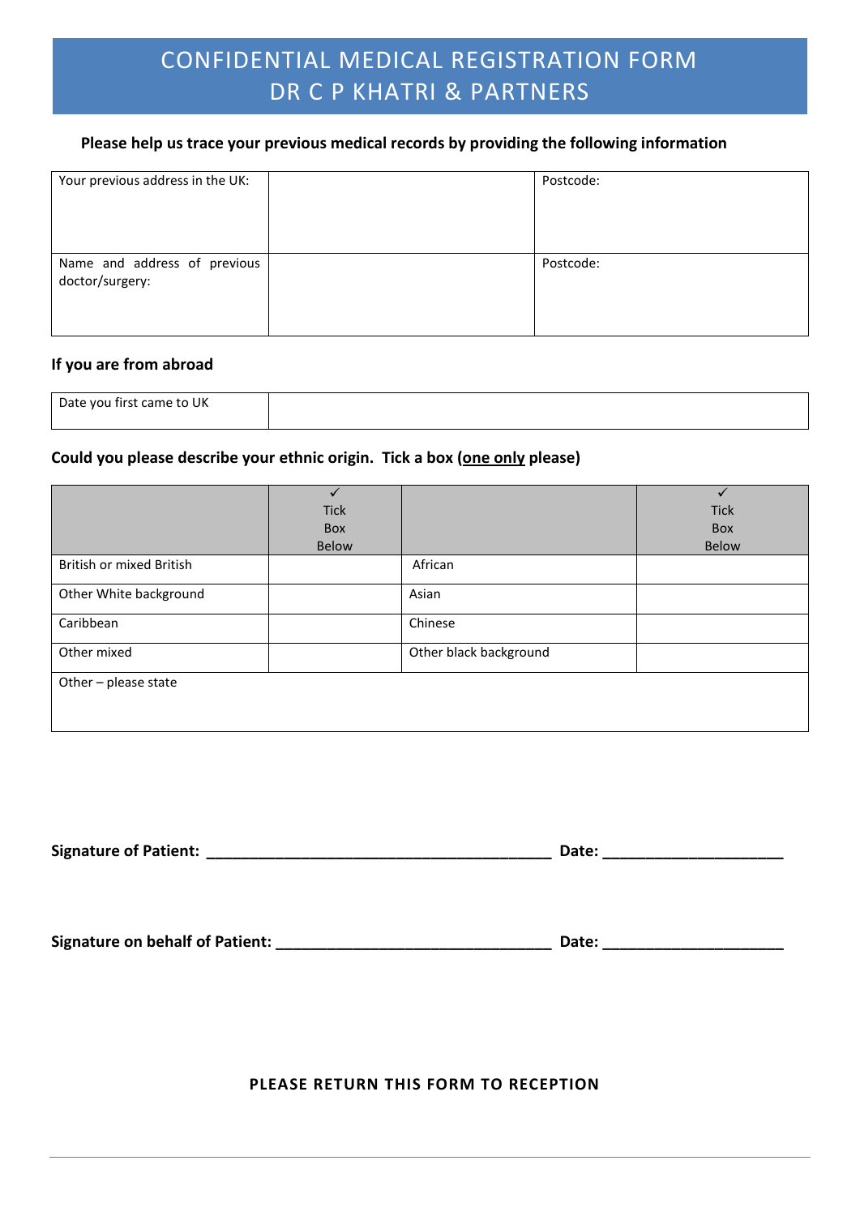# CONFIDENTIAL MEDICAL REGISTRATION FORM
# DR C P KHATRI & PARTNERS

**Please help us trace your previous medical records by providing the following information**

| | | |
|---|---|---|
| Your previous address in the UK: | | Postcode: |
| Name and address of previous doctor/surgery: | | Postcode: |

**If you are from abroad**

| | |
|---|---|
| Date you first came to UK | |

**Could you please describe your ethnic origin. Tick a box (one only please)**

| | ✓ Tick Box Below | | ✓ Tick Box Below |
|---|---|---|---|
| British or mixed British | | African | |
| Other White background | | Asian | |
| Caribbean | | Chinese | |
| Other mixed | | Other black background | |
| Other – please state | | | |

**Signature of Patient:** ________________________________________ **Date:** ____________________

**Signature on behalf of Patient:** ________________________________ **Date:** ____________________

**PLEASE RETURN THIS FORM TO RECEPTION**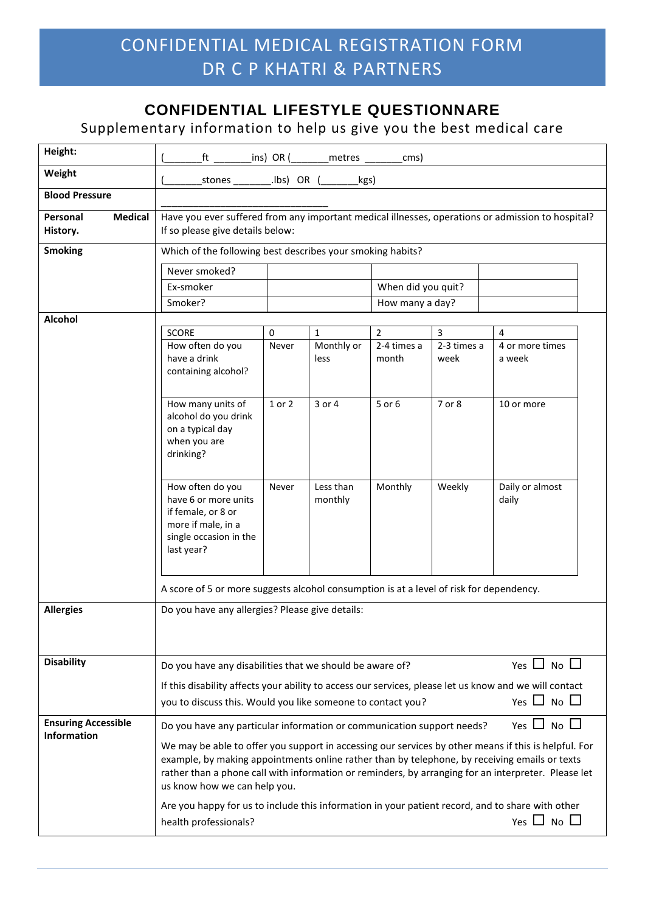# CONFIDENTIAL MEDICAL REGISTRATION FORM
# DR C P KHATRI & PARTNERS

## CONFIDENTIAL LIFESTYLE QUESTIONNARE

Supplementary information to help us give you the best medical care

| | |
|---|---|
| **Height:** | (_______ft _______ins) OR (_______metres _______cms) |
| **Weight** | (_______stones _______.lbs) OR (_______kgs) |
| **Blood Pressure** | ______________________________ |
| **Personal Medical History.** | Have you ever suffered from any important medical illnesses, operations or admission to hospital? If so please give details below: |
| **Smoking** | Which of the following best describes your smoking habits? |

| | | | |
|---|---|---|---|
| Never smoked? | | | |
| Ex-smoker | | When did you quit? | |
| Smoker? | | How many a day? | |

**Alcohol**

| SCORE | 0 | 1 | 2 | 3 | 4 |
|---|---|---|---|---|---|
| How often do you have a drink containing alcohol? | Never | Monthly or less | 2-4 times a month | 2-3 times a week | 4 or more times a week |
| How many units of alcohol do you drink on a typical day when you are drinking? | 1 or 2 | 3 or 4 | 5 or 6 | 7 or 8 | 10 or more |
| How often do you have 6 or more units if female, or 8 or more if male, in a single occasion in the last year? | Never | Less than monthly | Monthly | Weekly | Daily or almost daily |

A score of 5 or more suggests alcohol consumption is at a level of risk for dependency.

| | |
|---|---|
| **Allergies** | Do you have any allergies? Please give details: |
| **Disability** | Do you have any disabilities that we should be aware of? Yes ☐ No ☐<br>If this disability affects your ability to access our services, please let us know and we will contact you to discuss this. Would you like someone to contact you? Yes ☐ No ☐ |
| **Ensuring Accessible Information** | Do you have any particular information or communication support needs? Yes ☐ No ☐<br>We may be able to offer you support in accessing our services by other means if this is helpful. For example, by making appointments online rather than by telephone, by receiving emails or texts rather than a phone call with information or reminders, by arranging for an interpreter. Please let us know how we can help you.<br>Are you happy for us to include this information in your patient record, and to share with other health professionals? Yes ☐ No ☐ |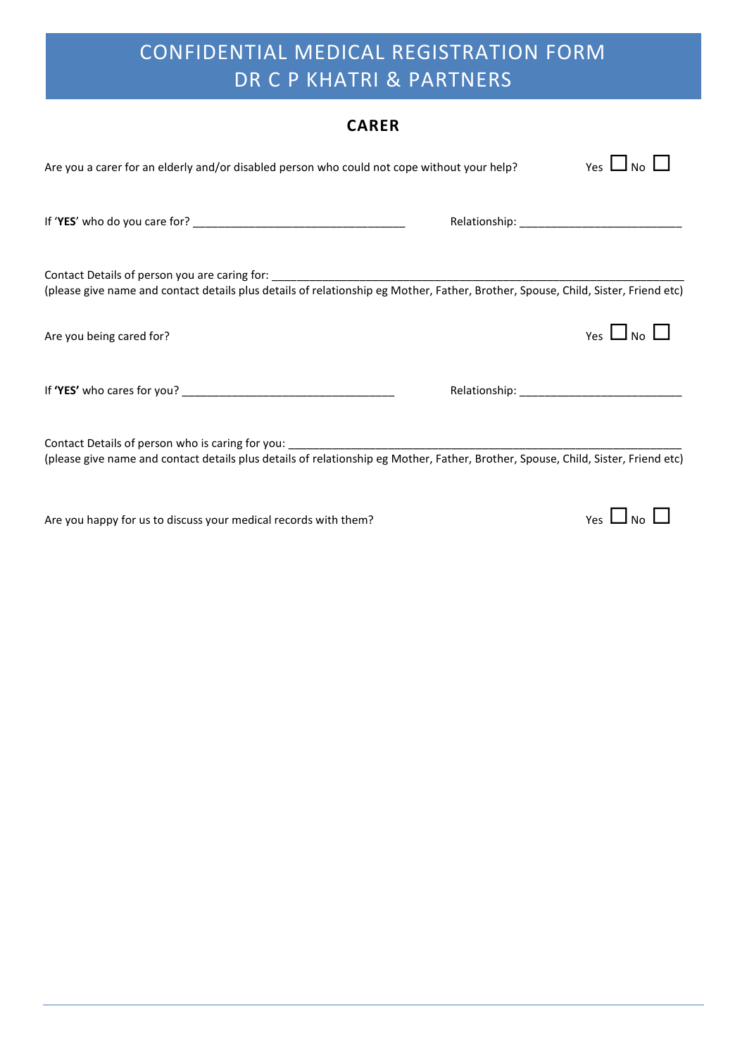# CONFIDENTIAL MEDICAL REGISTRATION FORM
# DR C P KHATRI & PARTNERS

## CARER

Are you a carer for an elderly and/or disabled person who could not cope without your help? Yes ☐ No ☐

If '**YES**' who do you care for? ________________________________ Relationship: ________________________

Contact Details of person you are caring for: ____________________________________________________________
(please give name and contact details plus details of relationship eg Mother, Father, Brother, Spouse, Child, Sister, Friend etc)

Are you being cared for? Yes ☐ No ☐

If **'YES'** who cares for you? ________________________________ Relationship: ________________________

Contact Details of person who is caring for you: ____________________________________________________________
(please give name and contact details plus details of relationship eg Mother, Father, Brother, Spouse, Child, Sister, Friend etc)

Are you happy for us to discuss your medical records with them? Yes ☐ No ☐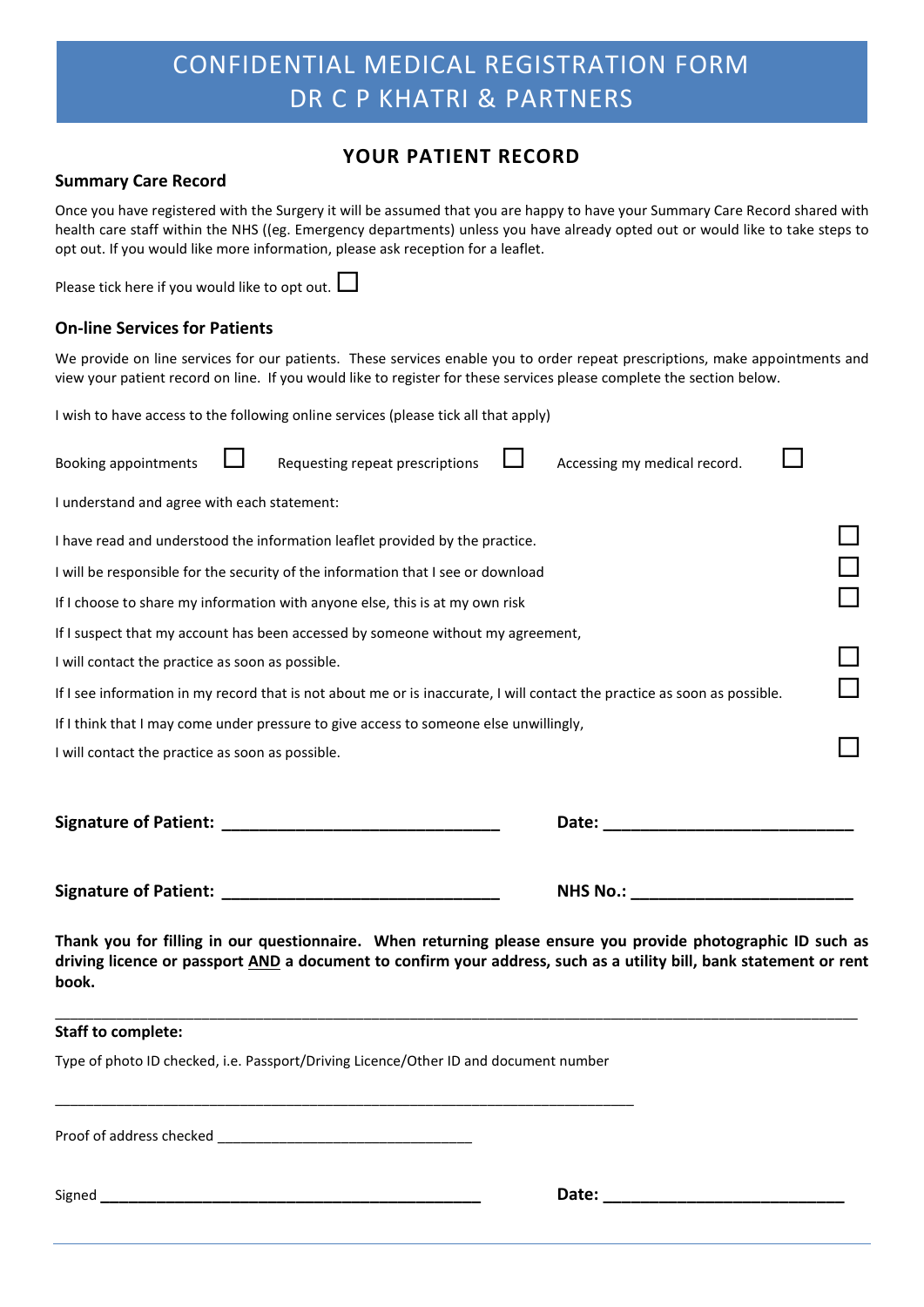# CONFIDENTIAL MEDICAL REGISTRATION FORM
# DR C P KHATRI & PARTNERS

## YOUR PATIENT RECORD

### Summary Care Record

Once you have registered with the Surgery it will be assumed that you are happy to have your Summary Care Record shared with health care staff within the NHS ((eg. Emergency departments) unless you have already opted out or would like to take steps to opt out. If you would like more information, please ask reception for a leaflet.

Please tick here if you would like to opt out. ☐

### On-line Services for Patients

We provide on line services for our patients. These services enable you to order repeat prescriptions, make appointments and view your patient record on line. If you would like to register for these services please complete the section below.

I wish to have access to the following online services (please tick all that apply)

Booking appointments ☐ Requesting repeat prescriptions ☐ Accessing my medical record. ☐

I understand and agree with each statement:

I have read and understood the information leaflet provided by the practice. ☐

I will be responsible for the security of the information that I see or download ☐

If I choose to share my information with anyone else, this is at my own risk ☐

If I suspect that my account has been accessed by someone without my agreement,

I will contact the practice as soon as possible. ☐

If I see information in my record that is not about me or is inaccurate, I will contact the practice as soon as possible. ☐

If I think that I may come under pressure to give access to someone else unwillingly,

I will contact the practice as soon as possible. ☐

**Signature of Patient: \_\_\_\_\_\_\_\_\_\_\_\_\_\_\_\_\_\_\_\_\_\_\_\_\_\_\_\_\_\_** **Date: \_\_\_\_\_\_\_\_\_\_\_\_\_\_\_\_\_\_\_\_\_\_\_\_\_\_\_**

**Signature of Patient: \_\_\_\_\_\_\_\_\_\_\_\_\_\_\_\_\_\_\_\_\_\_\_\_\_\_\_\_\_\_** **NHS No.: \_\_\_\_\_\_\_\_\_\_\_\_\_\_\_\_\_\_\_\_\_\_\_\_**

**Thank you for filling in our questionnaire. When returning please ensure you provide photographic ID such as driving licence or passport AND a document to confirm your address, such as a utility bill, bank statement or rent book.**

---

**Staff to complete:**

Type of photo ID checked, i.e. Passport/Driving Licence/Other ID and document number

\_\_\_\_\_\_\_\_\_\_\_\_\_\_\_\_\_\_\_\_\_\_\_\_\_\_\_\_\_\_\_\_\_\_\_\_\_\_\_\_\_\_\_\_\_\_\_\_\_\_\_\_\_\_\_\_\_\_\_\_\_\_\_\_\_\_\_\_\_\_\_\_\_

Proof of address checked \_\_\_\_\_\_\_\_\_\_\_\_\_\_\_\_\_\_\_\_\_\_\_\_\_\_\_\_\_\_\_\_

Signed \_\_\_\_\_\_\_\_\_\_\_\_\_\_\_\_\_\_\_\_\_\_\_\_\_\_\_\_\_\_\_\_\_\_\_\_\_\_\_\_\_\_\_ **Date: \_\_\_\_\_\_\_\_\_\_\_\_\_\_\_\_\_\_\_\_\_\_\_\_\_\_\_**